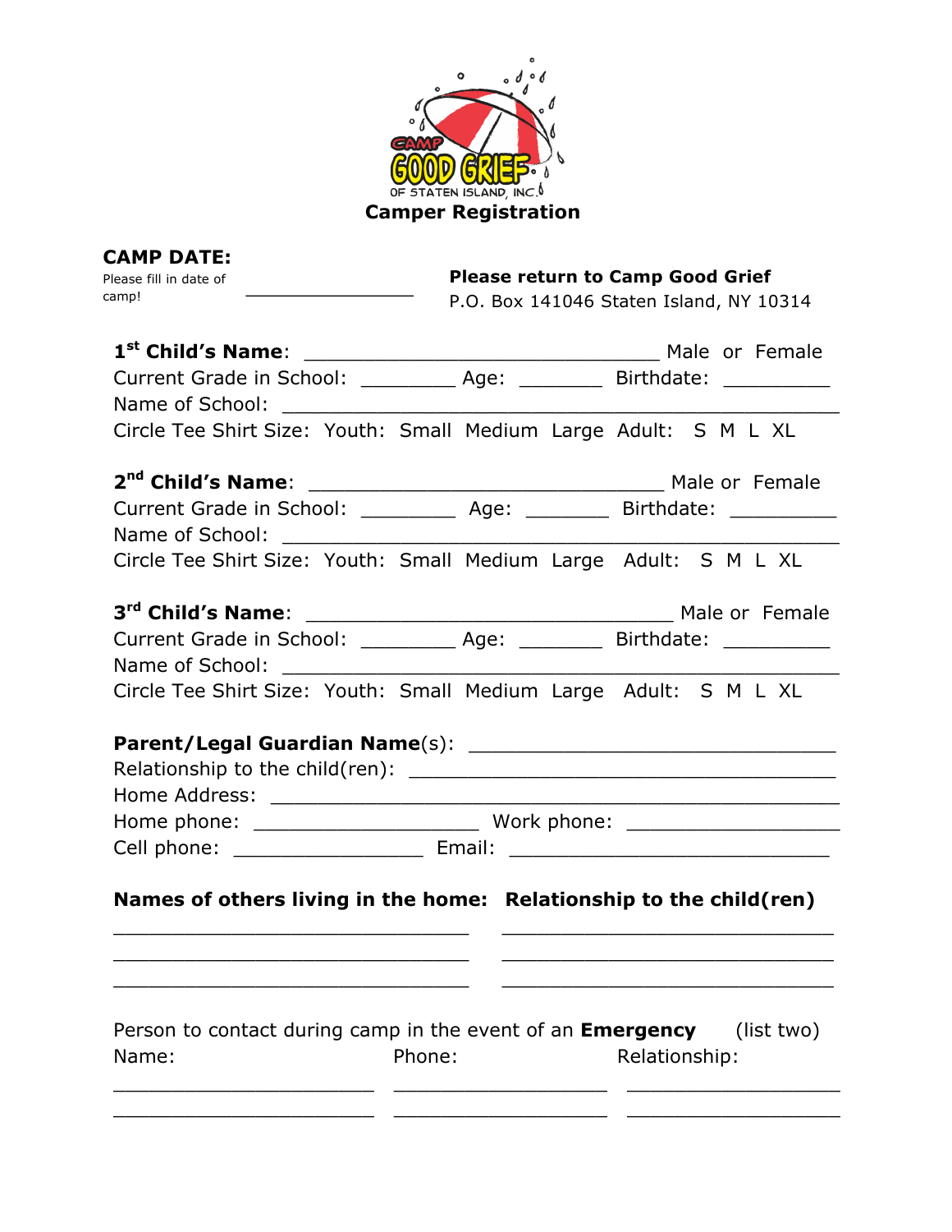CAMP GOOD GRIEF OF STATEN ISLAND, INC.

# Camper Registration

**CAMP DATE:**
Please fill in date of camp! ________________

**Please return to Camp Good Grief**
P.O. Box 141046 Staten Island, NY 10314

**1st Child's Name**: ______________________________ Male or Female
Current Grade in School: ________ Age: _______ Birthdate: _________
Name of School: ______________________________________________
Circle Tee Shirt Size: Youth: Small Medium Large Adult: S M L XL

**2nd Child's Name**: ______________________________ Male or Female
Current Grade in School: ________ Age: _______ Birthdate: _________
Name of School: ______________________________________________
Circle Tee Shirt Size: Youth: Small Medium Large Adult: S M L XL

**3rd Child's Name**: ______________________________ Male or Female
Current Grade in School: ________ Age: _______ Birthdate: _________
Name of School: ______________________________________________
Circle Tee Shirt Size: Youth: Small Medium Large Adult: S M L XL

**Parent/Legal Guardian Name**(s): ______________________________
Relationship to the child(ren): __________________________________
Home Address: _________________________________________________
Home phone: ___________________ Work phone: __________________
Cell phone: ________________ Email: ____________________________

| Names of others living in the home: | Relationship to the child(ren) |
|---|---|
| | |
| | |
| | |

Person to contact during camp in the event of an **Emergency** (list two)

| Name: | Phone: | Relationship: |
|---|---|---|
| | | |
| | | |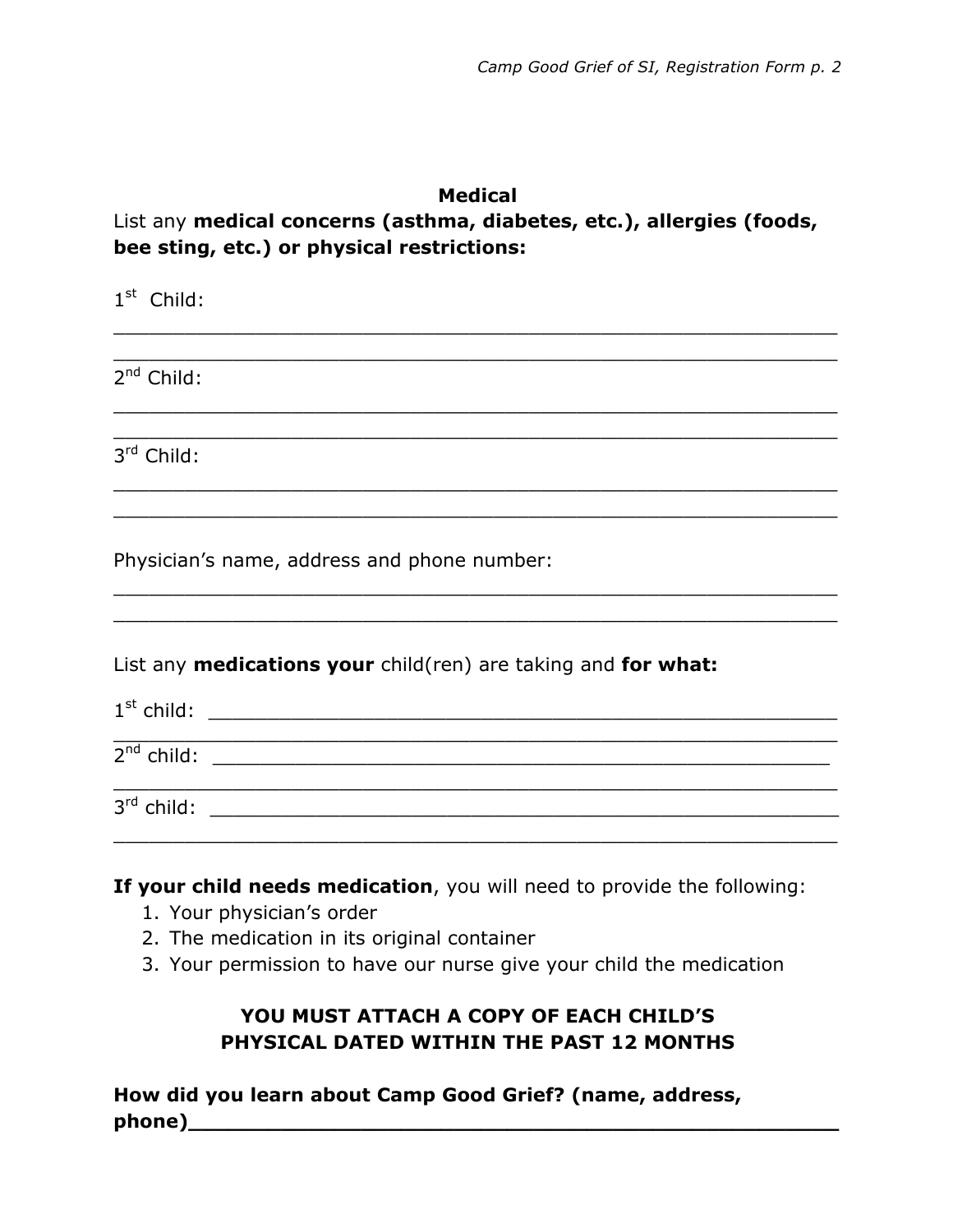## Medical

List any **medical concerns (asthma, diabetes, etc.), allergies (foods, bee sting, etc.) or physical restrictions:**

1st Child:

_______________________________________________________________

_______________________________________________________________

2nd Child:

_______________________________________________________________

_______________________________________________________________

3rd Child:

_______________________________________________________________

_______________________________________________________________

Physician's name, address and phone number:

_______________________________________________________________

_______________________________________________________________

List any **medications your** child(ren) are taking and **for what:**

1st child: ______________________________________________________

_______________________________________________________________

2nd child: ______________________________________________________

_______________________________________________________________

3rd child: ______________________________________________________

_______________________________________________________________

**If your child needs medication**, you will need to provide the following:

1. Your physician's order
2. The medication in its original container
3. Your permission to have our nurse give your child the medication

**YOU MUST ATTACH A COPY OF EACH CHILD'S PHYSICAL DATED WITHIN THE PAST 12 MONTHS**

**How did you learn about Camp Good Grief? (name, address, phone)______________________________________________________**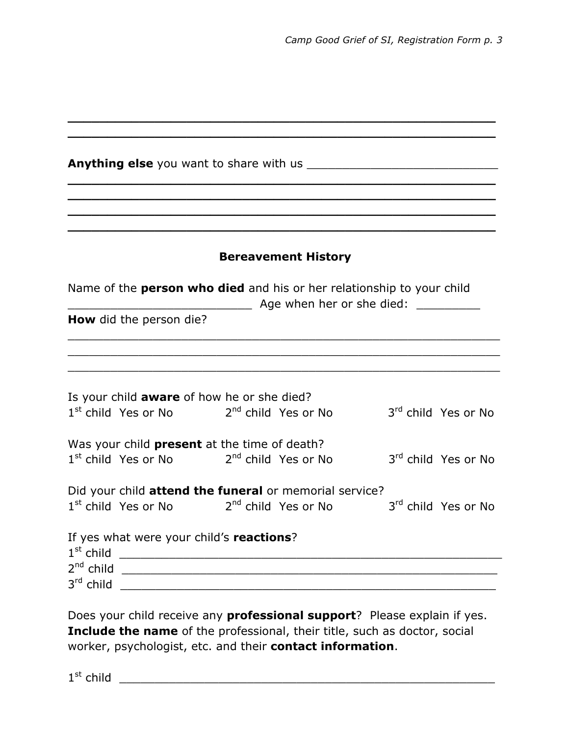\_\_\_\_\_\_\_\_\_\_\_\_\_\_\_\_\_\_\_\_\_\_\_\_\_\_\_\_\_\_\_\_\_\_\_\_\_\_\_\_\_\_\_\_\_\_\_\_\_\_\_\_\_\_\_\_\_\_\_\_

\_\_\_\_\_\_\_\_\_\_\_\_\_\_\_\_\_\_\_\_\_\_\_\_\_\_\_\_\_\_\_\_\_\_\_\_\_\_\_\_\_\_\_\_\_\_\_\_\_\_\_\_\_\_\_\_\_\_\_\_

**Anything else** you want to share with us \_\_\_\_\_\_\_\_\_\_\_\_\_\_\_\_\_\_\_\_\_\_\_\_\_\_\_\_

\_\_\_\_\_\_\_\_\_\_\_\_\_\_\_\_\_\_\_\_\_\_\_\_\_\_\_\_\_\_\_\_\_\_\_\_\_\_\_\_\_\_\_\_\_\_\_\_\_\_\_\_\_\_\_\_\_\_\_\_

\_\_\_\_\_\_\_\_\_\_\_\_\_\_\_\_\_\_\_\_\_\_\_\_\_\_\_\_\_\_\_\_\_\_\_\_\_\_\_\_\_\_\_\_\_\_\_\_\_\_\_\_\_\_\_\_\_\_\_\_

\_\_\_\_\_\_\_\_\_\_\_\_\_\_\_\_\_\_\_\_\_\_\_\_\_\_\_\_\_\_\_\_\_\_\_\_\_\_\_\_\_\_\_\_\_\_\_\_\_\_\_\_\_\_\_\_\_\_\_\_

\_\_\_\_\_\_\_\_\_\_\_\_\_\_\_\_\_\_\_\_\_\_\_\_\_\_\_\_\_\_\_\_\_\_\_\_\_\_\_\_\_\_\_\_\_\_\_\_\_\_\_\_\_\_\_\_\_\_\_\_

## Bereavement History

Name of the **person who died** and his or her relationship to your child \_\_\_\_\_\_\_\_\_\_\_\_\_\_\_\_\_\_\_\_\_\_\_\_\_\_ Age when her or she died: \_\_\_\_\_\_\_\_\_

**How** did the person die?

\_\_\_\_\_\_\_\_\_\_\_\_\_\_\_\_\_\_\_\_\_\_\_\_\_\_\_\_\_\_\_\_\_\_\_\_\_\_\_\_\_\_\_\_\_\_\_\_\_\_\_\_\_\_\_\_\_\_\_\_

\_\_\_\_\_\_\_\_\_\_\_\_\_\_\_\_\_\_\_\_\_\_\_\_\_\_\_\_\_\_\_\_\_\_\_\_\_\_\_\_\_\_\_\_\_\_\_\_\_\_\_\_\_\_\_\_\_\_\_\_

\_\_\_\_\_\_\_\_\_\_\_\_\_\_\_\_\_\_\_\_\_\_\_\_\_\_\_\_\_\_\_\_\_\_\_\_\_\_\_\_\_\_\_\_\_\_\_\_\_\_\_\_\_\_\_\_\_\_\_\_

Is your child **aware** of how he or she died?

1st child Yes or No  2nd child Yes or No  3rd child Yes or No

Was your child **present** at the time of death?

1st child Yes or No  2nd child Yes or No  3rd child Yes or No

Did your child **attend the funeral** or memorial service?

1st child Yes or No  2nd child Yes or No  3rd child Yes or No

If yes what were your child's **reactions**?

1st child \_\_\_\_\_\_\_\_\_\_\_\_\_\_\_\_\_\_\_\_\_\_\_\_\_\_\_\_\_\_\_\_\_\_\_\_\_\_\_\_\_\_\_\_\_\_\_\_\_\_\_\_

2nd child \_\_\_\_\_\_\_\_\_\_\_\_\_\_\_\_\_\_\_\_\_\_\_\_\_\_\_\_\_\_\_\_\_\_\_\_\_\_\_\_\_\_\_\_\_\_\_\_\_\_\_

3rd child \_\_\_\_\_\_\_\_\_\_\_\_\_\_\_\_\_\_\_\_\_\_\_\_\_\_\_\_\_\_\_\_\_\_\_\_\_\_\_\_\_\_\_\_\_\_\_\_\_\_\_

Does your child receive any **professional support**? Please explain if yes. **Include the name** of the professional, their title, such as doctor, social worker, psychologist, etc. and their **contact information**.

1st child \_\_\_\_\_\_\_\_\_\_\_\_\_\_\_\_\_\_\_\_\_\_\_\_\_\_\_\_\_\_\_\_\_\_\_\_\_\_\_\_\_\_\_\_\_\_\_\_\_\_\_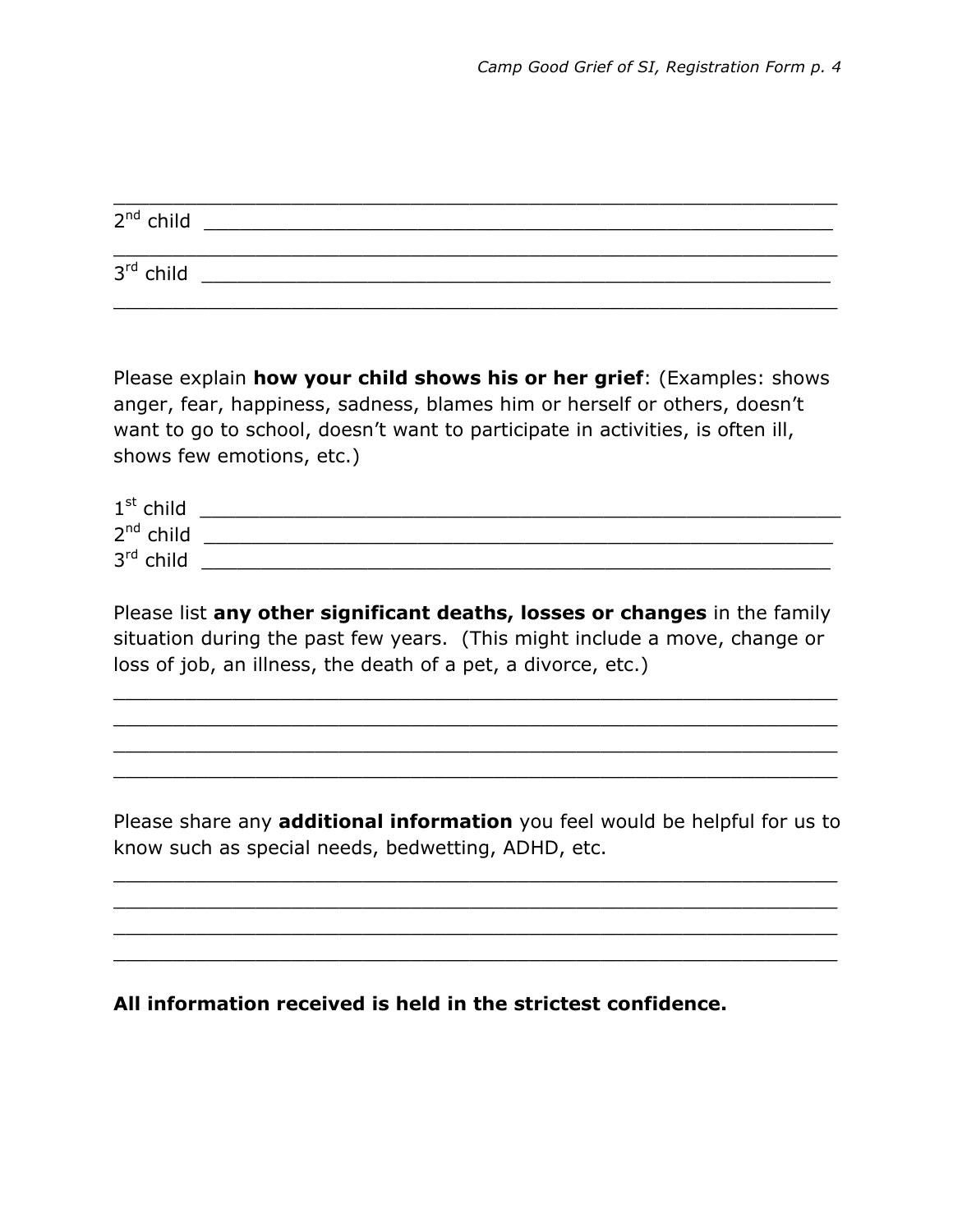\_\_\_\_\_\_\_\_\_\_\_\_\_\_\_\_\_\_\_\_\_\_\_\_\_\_\_\_\_\_\_\_\_\_\_\_\_\_\_\_\_\_\_\_\_\_\_\_\_\_\_\_\_\_\_\_\_\_

2nd child \_\_\_\_\_\_\_\_\_\_\_\_\_\_\_\_\_\_\_\_\_\_\_\_\_\_\_\_\_\_\_\_\_\_\_\_\_\_\_\_\_\_\_\_\_\_\_\_\_\_

\_\_\_\_\_\_\_\_\_\_\_\_\_\_\_\_\_\_\_\_\_\_\_\_\_\_\_\_\_\_\_\_\_\_\_\_\_\_\_\_\_\_\_\_\_\_\_\_\_\_\_\_\_\_\_\_\_\_

3rd child \_\_\_\_\_\_\_\_\_\_\_\_\_\_\_\_\_\_\_\_\_\_\_\_\_\_\_\_\_\_\_\_\_\_\_\_\_\_\_\_\_\_\_\_\_\_\_\_\_\_

\_\_\_\_\_\_\_\_\_\_\_\_\_\_\_\_\_\_\_\_\_\_\_\_\_\_\_\_\_\_\_\_\_\_\_\_\_\_\_\_\_\_\_\_\_\_\_\_\_\_\_\_\_\_\_\_\_\_

Please explain **how your child shows his or her grief**: (Examples: shows anger, fear, happiness, sadness, blames him or herself or others, doesn't want to go to school, doesn't want to participate in activities, is often ill, shows few emotions, etc.)

1st child \_\_\_\_\_\_\_\_\_\_\_\_\_\_\_\_\_\_\_\_\_\_\_\_\_\_\_\_\_\_\_\_\_\_\_\_\_\_\_\_\_\_\_\_\_\_\_\_\_\_

2nd child \_\_\_\_\_\_\_\_\_\_\_\_\_\_\_\_\_\_\_\_\_\_\_\_\_\_\_\_\_\_\_\_\_\_\_\_\_\_\_\_\_\_\_\_\_\_\_\_\_\_

3rd child \_\_\_\_\_\_\_\_\_\_\_\_\_\_\_\_\_\_\_\_\_\_\_\_\_\_\_\_\_\_\_\_\_\_\_\_\_\_\_\_\_\_\_\_\_\_\_\_\_\_

Please list **any other significant deaths, losses or changes** in the family situation during the past few years. (This might include a move, change or loss of job, an illness, the death of a pet, a divorce, etc.)

\_\_\_\_\_\_\_\_\_\_\_\_\_\_\_\_\_\_\_\_\_\_\_\_\_\_\_\_\_\_\_\_\_\_\_\_\_\_\_\_\_\_\_\_\_\_\_\_\_\_\_\_\_\_\_\_\_\_

\_\_\_\_\_\_\_\_\_\_\_\_\_\_\_\_\_\_\_\_\_\_\_\_\_\_\_\_\_\_\_\_\_\_\_\_\_\_\_\_\_\_\_\_\_\_\_\_\_\_\_\_\_\_\_\_\_\_

\_\_\_\_\_\_\_\_\_\_\_\_\_\_\_\_\_\_\_\_\_\_\_\_\_\_\_\_\_\_\_\_\_\_\_\_\_\_\_\_\_\_\_\_\_\_\_\_\_\_\_\_\_\_\_\_\_\_

\_\_\_\_\_\_\_\_\_\_\_\_\_\_\_\_\_\_\_\_\_\_\_\_\_\_\_\_\_\_\_\_\_\_\_\_\_\_\_\_\_\_\_\_\_\_\_\_\_\_\_\_\_\_\_\_\_\_

Please share any **additional information** you feel would be helpful for us to know such as special needs, bedwetting, ADHD, etc.

\_\_\_\_\_\_\_\_\_\_\_\_\_\_\_\_\_\_\_\_\_\_\_\_\_\_\_\_\_\_\_\_\_\_\_\_\_\_\_\_\_\_\_\_\_\_\_\_\_\_\_\_\_\_\_\_\_\_

\_\_\_\_\_\_\_\_\_\_\_\_\_\_\_\_\_\_\_\_\_\_\_\_\_\_\_\_\_\_\_\_\_\_\_\_\_\_\_\_\_\_\_\_\_\_\_\_\_\_\_\_\_\_\_\_\_\_

\_\_\_\_\_\_\_\_\_\_\_\_\_\_\_\_\_\_\_\_\_\_\_\_\_\_\_\_\_\_\_\_\_\_\_\_\_\_\_\_\_\_\_\_\_\_\_\_\_\_\_\_\_\_\_\_\_\_

\_\_\_\_\_\_\_\_\_\_\_\_\_\_\_\_\_\_\_\_\_\_\_\_\_\_\_\_\_\_\_\_\_\_\_\_\_\_\_\_\_\_\_\_\_\_\_\_\_\_\_\_\_\_\_\_\_\_

**All information received is held in the strictest confidence.**